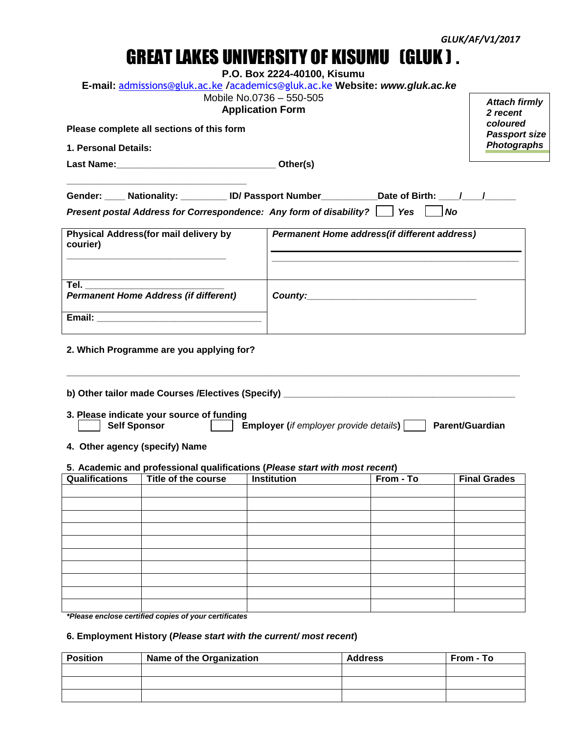GLUK/AF/V1/2017

# GREAT LAKES UNIVERSITY OF KISUMU (GLUK).

**P.O. Box 2224-40100, Kisumu**

**E-mail:** admissions@gluk.ac.ke /academics@gluk.ac.ke **Website:** ***www.gluk.ac.ke***

Mobile No.0736 – 550-505

**Application Form**

***Attach firmly 2 recent coloured Passport size Photographs***

**Please complete all sections of this form**

**1. Personal Details:**

**Last Name:**_______________________________ **Other(s)**

___________________________________

**Gender:** ____ **Nationality:** _________ **ID/ Passport Number**___________**Date of Birth:** ____/____/______

***Present postal Address for Correspondence: Any form of disability?*** ☐ ***Yes*** ☐ ***No***

| **Physical Address(for mail delivery by courier)** _______________________________ | ***Permanent Home address(if different address)*** _______________________________________________ |
|---|---|
| **Tel.** ___________________________ ***Permanent Home Address (if different)*** | ***County:***_________________________________ |
| **Email:** ________________________________ | |

**2. Which Programme are you applying for?**

_____________________________________________________________________________________

**b) Other tailor made Courses /Electives (Specify)** _____________________________________________

**3. Please indicate your source of funding**

☐ **Self Sponsor** ☐ **Employer** (*if employer provide details*) ☐ **Parent/Guardian**

**4. Other agency (specify) Name**

**5. Academic and professional qualifications (*Please start with most recent*)**

| Qualifications | Title of the course | Institution | From - To | Final Grades |
|---|---|---|---|---|
| | | | | |
| | | | | |
| | | | | |
| | | | | |
| | | | | |
| | | | | |
| | | | | |
| | | | | |
| | | | | |
| | | | | |

****Please enclose certified copies of your certificates***

**6. Employment History (*Please start with the current/ most recent*)**

| Position | Name of the Organization | Address | From - To |
|---|---|---|---|
| | | | |
| | | | |
| | | | |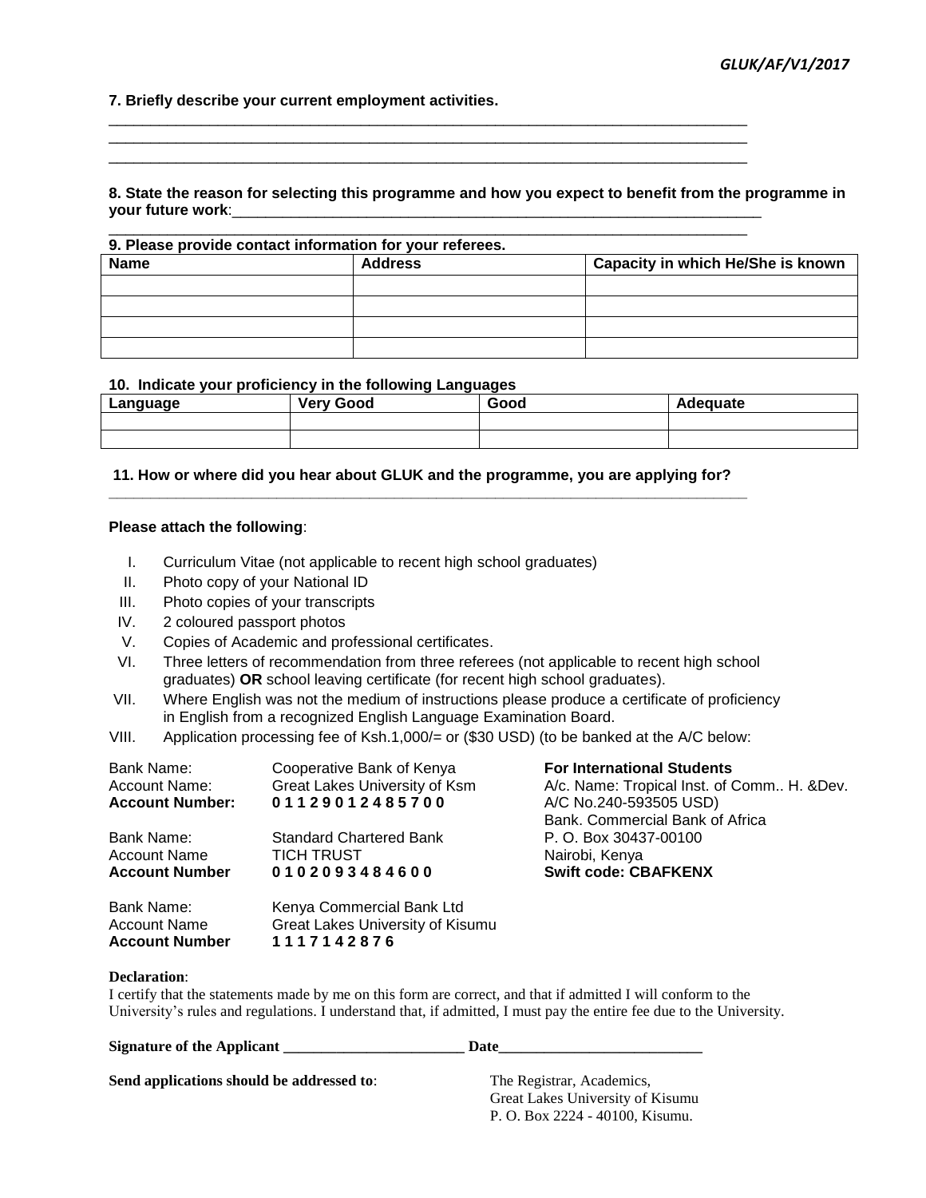**7. Briefly describe your current employment activities.**

\_\_\_\_\_\_\_\_\_\_\_\_\_\_\_\_\_\_\_\_\_\_\_\_\_\_\_\_\_\_\_\_\_\_\_\_\_\_\_\_\_\_\_\_\_\_\_\_\_\_\_\_\_\_\_\_\_\_\_\_\_\_\_\_\_\_\_\_\_\_\_\_\_\_\_\_\_\_
\_\_\_\_\_\_\_\_\_\_\_\_\_\_\_\_\_\_\_\_\_\_\_\_\_\_\_\_\_\_\_\_\_\_\_\_\_\_\_\_\_\_\_\_\_\_\_\_\_\_\_\_\_\_\_\_\_\_\_\_\_\_\_\_\_\_\_\_\_\_\_\_\_\_\_\_\_\_
\_\_\_\_\_\_\_\_\_\_\_\_\_\_\_\_\_\_\_\_\_\_\_\_\_\_\_\_\_\_\_\_\_\_\_\_\_\_\_\_\_\_\_\_\_\_\_\_\_\_\_\_\_\_\_\_\_\_\_\_\_\_\_\_\_\_\_\_\_\_\_\_\_\_\_\_\_\_

**8. State the reason for selecting this programme and how you expect to benefit from the programme in your future work**:\_\_\_\_\_\_\_\_\_\_\_\_\_\_\_\_\_\_\_\_\_\_\_\_\_\_\_\_\_\_\_\_\_\_\_\_\_\_\_\_\_\_\_\_\_\_\_\_\_\_\_\_\_\_\_\_\_\_\_\_\_\_\_\_
\_\_\_\_\_\_\_\_\_\_\_\_\_\_\_\_\_\_\_\_\_\_\_\_\_\_\_\_\_\_\_\_\_\_\_\_\_\_\_\_\_\_\_\_\_\_\_\_\_\_\_\_\_\_\_\_\_\_\_\_\_\_\_\_\_\_\_\_\_\_\_\_\_\_\_\_\_\_

**9. Please provide contact information for your referees.**

| Name | Address | Capacity in which He/She is known |
|---|---|---|
| | | |
| | | |
| | | |
| | | |

**10. Indicate your proficiency in the following Languages**

| Language | Very Good | Good | Adequate |
|---|---|---|---|
| | | | |
| | | | |

**11. How or where did you hear about GLUK and the programme, you are applying for?**

\_\_\_\_\_\_\_\_\_\_\_\_\_\_\_\_\_\_\_\_\_\_\_\_\_\_\_\_\_\_\_\_\_\_\_\_\_\_\_\_\_\_\_\_\_\_\_\_\_\_\_\_\_\_\_\_\_\_\_\_\_\_\_\_\_\_\_\_\_\_\_\_\_\_\_\_\_\_

**Please attach the following**:

I. Curriculum Vitae (not applicable to recent high school graduates)
II. Photo copy of your National ID
III. Photo copies of your transcripts
IV. 2 coloured passport photos
V. Copies of Academic and professional certificates.
VI. Three letters of recommendation from three referees (not applicable to recent high school graduates) **OR** school leaving certificate (for recent high school graduates).
VII. Where English was not the medium of instructions please produce a certificate of proficiency in English from a recognized English Language Examination Board.
VIII. Application processing fee of Ksh.1,000/= or ($30 USD) (to be banked at the A/C below:

Bank Name: Cooperative Bank of Kenya
Account Name: Great Lakes University of Ksm
**Account Number: 0 1 1 2 9 0 1 2 4 8 5 7 0 0**

Bank Name: Standard Chartered Bank
Account Name TICH TRUST
**Account Number 0 1 0 2 0 9 3 4 8 4 6 0 0**

Bank Name: Kenya Commercial Bank Ltd
Account Name Great Lakes University of Kisumu
**Account Number 1 1 1 7 1 4 2 8 7 6**

**For International Students**
A/c. Name: Tropical Inst. of Comm.. H. &Dev.
A/C No.240-593505 USD)
Bank. Commercial Bank of Africa
P. O. Box 30437-00100
Nairobi, Kenya
**Swift code: CBAFKENX**

**Declaration**:
I certify that the statements made by me on this form are correct, and that if admitted I will conform to the University's rules and regulations. I understand that, if admitted, I must pay the entire fee due to the University.

**Signature of the Applicant \_\_\_\_\_\_\_\_\_\_\_\_\_\_\_\_\_\_\_\_\_\_\_\_\_ Date\_\_\_\_\_\_\_\_\_\_\_\_\_\_\_\_\_\_\_\_\_\_\_\_\_\_\_\_**

**Send applications should be addressed to**:

The Registrar, Academics,
Great Lakes University of Kisumu
P. O. Box 2224 - 40100, Kisumu.